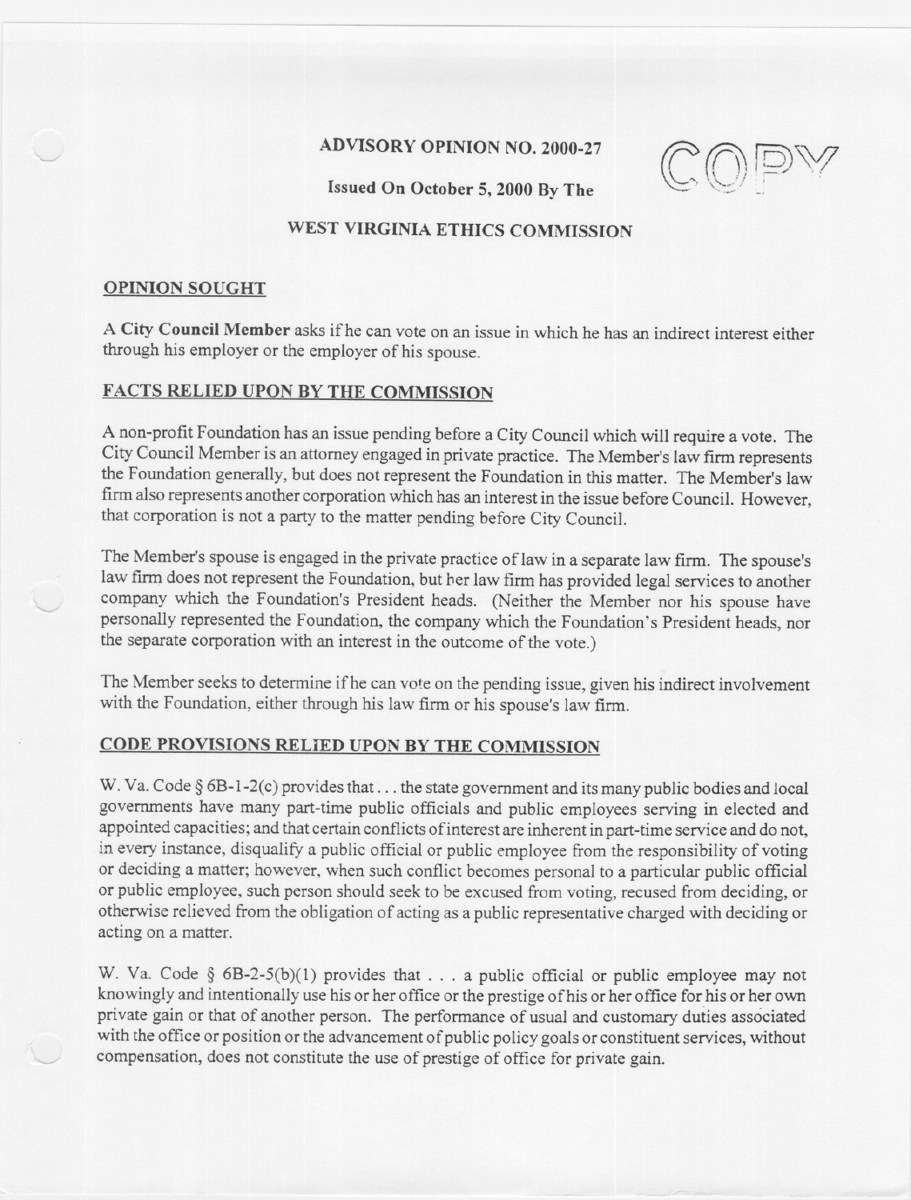# ADVISORY OPINION NO. 2000-27

**Issued On October 5, 2000 By The**

**WEST VIRGINIA ETHICS COMMISSION**

COPY

## OPINION SOUGHT

A **City Council Member** asks if he can vote on an issue in which he has an indirect interest either through his employer or the employer of his spouse.

## FACTS RELIED UPON BY THE COMMISSION

A non-profit Foundation has an issue pending before a City Council which will require a vote. The City Council Member is an attorney engaged in private practice. The Member's law firm represents the Foundation generally, but does not represent the Foundation in this matter. The Member's law firm also represents another corporation which has an interest in the issue before Council. However, that corporation is not a party to the matter pending before City Council.

The Member's spouse is engaged in the private practice of law in a separate law firm. The spouse's law firm does not represent the Foundation, but her law firm has provided legal services to another company which the Foundation's President heads. (Neither the Member nor his spouse have personally represented the Foundation, the company which the Foundation's President heads, nor the separate corporation with an interest in the outcome of the vote.)

The Member seeks to determine if he can vote on the pending issue, given his indirect involvement with the Foundation, either through his law firm or his spouse's law firm.

## CODE PROVISIONS RELIED UPON BY THE COMMISSION

W. Va. Code § 6B-1-2(c) provides that . . . the state government and its many public bodies and local governments have many part-time public officials and public employees serving in elected and appointed capacities; and that certain conflicts of interest are inherent in part-time service and do not, in every instance, disqualify a public official or public employee from the responsibility of voting or deciding a matter; however, when such conflict becomes personal to a particular public official or public employee, such person should seek to be excused from voting, recused from deciding, or otherwise relieved from the obligation of acting as a public representative charged with deciding or acting on a matter.

W. Va. Code § 6B-2-5(b)(1) provides that . . . a public official or public employee may not knowingly and intentionally use his or her office or the prestige of his or her office for his or her own private gain or that of another person. The performance of usual and customary duties associated with the office or position or the advancement of public policy goals or constituent services, without compensation, does not constitute the use of prestige of office for private gain.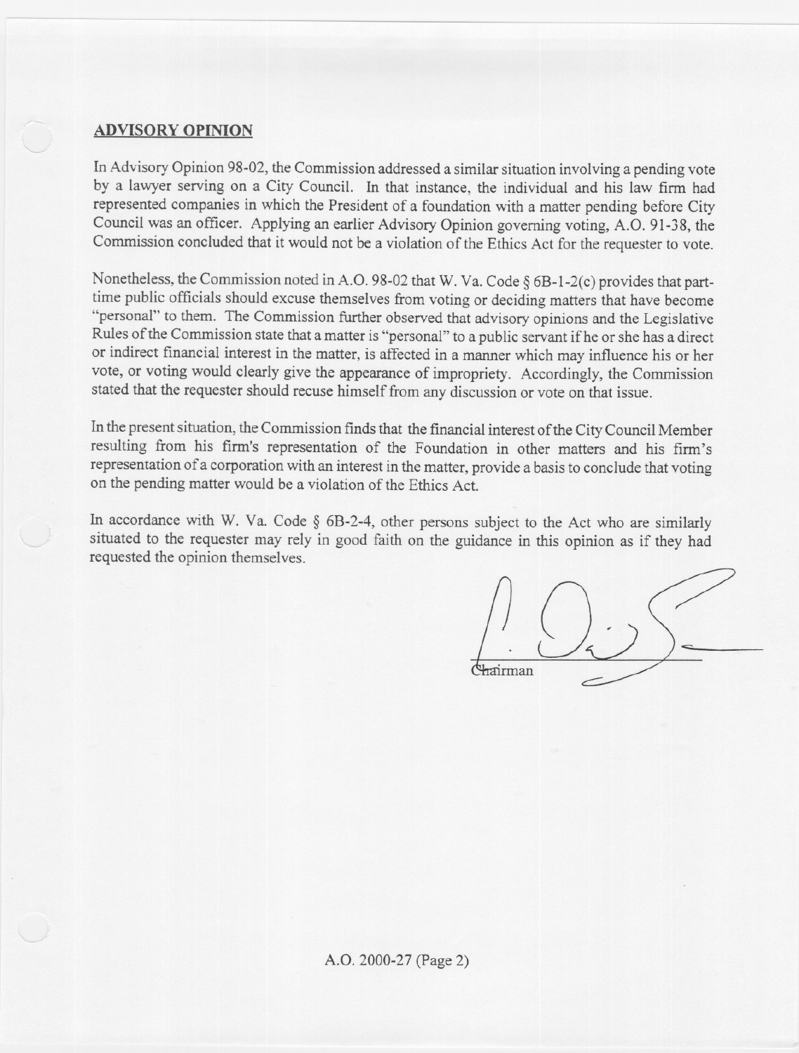## ADVISORY OPINION

In Advisory Opinion 98-02, the Commission addressed a similar situation involving a pending vote by a lawyer serving on a City Council. In that instance, the individual and his law firm had represented companies in which the President of a foundation with a matter pending before City Council was an officer. Applying an earlier Advisory Opinion governing voting, A.O. 91-38, the Commission concluded that it would not be a violation of the Ethics Act for the requester to vote.

Nonetheless, the Commission noted in A.O. 98-02 that W. Va. Code § 6B-1-2(c) provides that part-time public officials should excuse themselves from voting or deciding matters that have become "personal" to them. The Commission further observed that advisory opinions and the Legislative Rules of the Commission state that a matter is "personal" to a public servant if he or she has a direct or indirect financial interest in the matter, is affected in a manner which may influence his or her vote, or voting would clearly give the appearance of impropriety. Accordingly, the Commission stated that the requester should recuse himself from any discussion or vote on that issue.

In the present situation, the Commission finds that the financial interest of the City Council Member resulting from his firm's representation of the Foundation in other matters and his firm's representation of a corporation with an interest in the matter, provide a basis to conclude that voting on the pending matter would be a violation of the Ethics Act.

In accordance with W. Va. Code § 6B-2-4, other persons subject to the Act who are similarly situated to the requester may rely in good faith on the guidance in this opinion as if they had requested the opinion themselves.

Chairman

A.O. 2000-27 (Page 2)